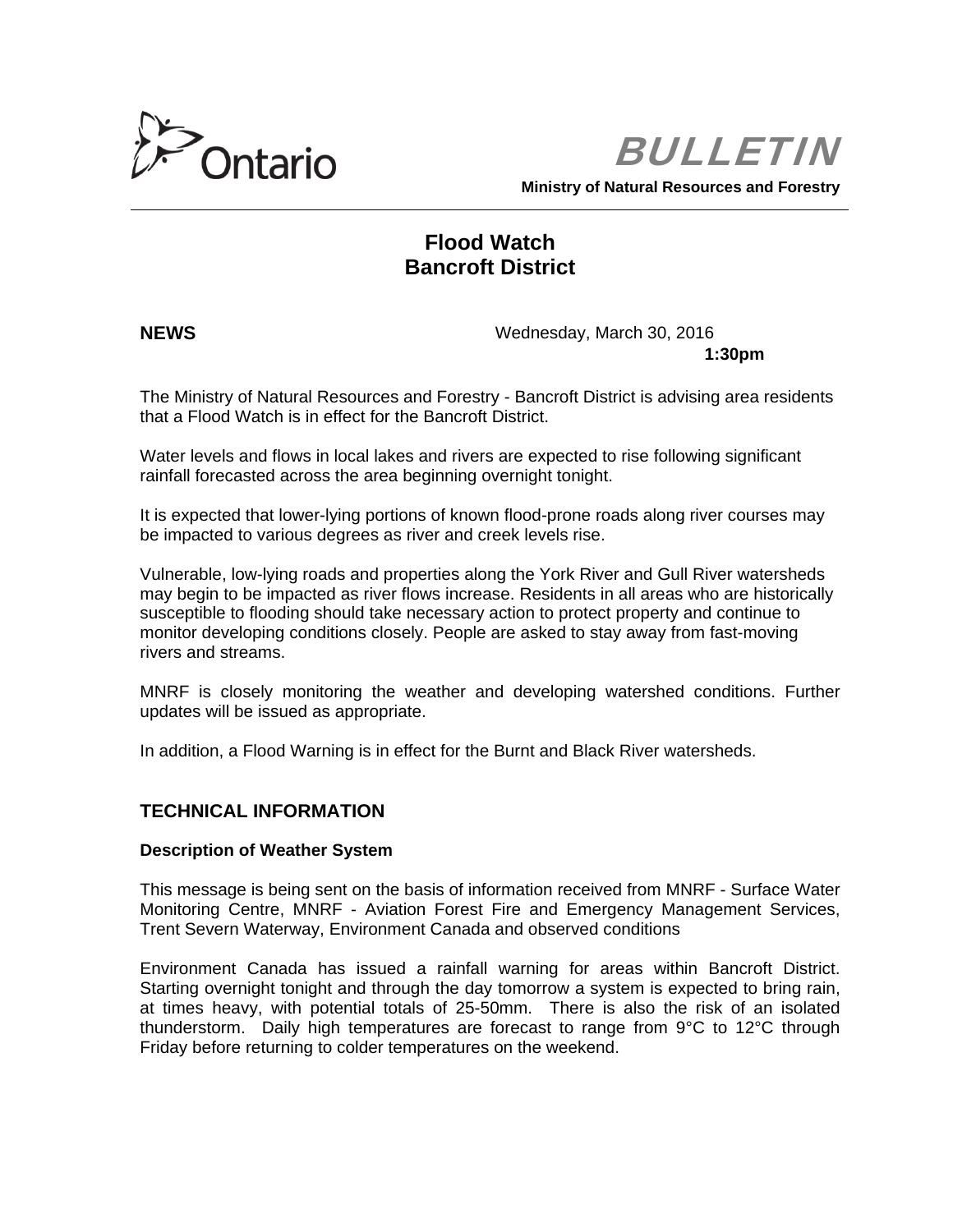Ontario

**BULLETIN**

**Ministry of Natural Resources and Forestry**

# Flood Watch
# Bancroft District

**NEWS**

Wednesday, March 30, 2016
**1:30pm**

The Ministry of Natural Resources and Forestry - Bancroft District is advising area residents that a Flood Watch is in effect for the Bancroft District.

Water levels and flows in local lakes and rivers are expected to rise following significant rainfall forecasted across the area beginning overnight tonight.

It is expected that lower-lying portions of known flood-prone roads along river courses may be impacted to various degrees as river and creek levels rise.

Vulnerable, low-lying roads and properties along the York River and Gull River watersheds may begin to be impacted as river flows increase. Residents in all areas who are historically susceptible to flooding should take necessary action to protect property and continue to monitor developing conditions closely. People are asked to stay away from fast-moving rivers and streams.

MNRF is closely monitoring the weather and developing watershed conditions. Further updates will be issued as appropriate.

In addition, a Flood Warning is in effect for the Burnt and Black River watersheds.

## TECHNICAL INFORMATION

### Description of Weather System

This message is being sent on the basis of information received from MNRF - Surface Water Monitoring Centre, MNRF - Aviation Forest Fire and Emergency Management Services, Trent Severn Waterway, Environment Canada and observed conditions

Environment Canada has issued a rainfall warning for areas within Bancroft District. Starting overnight tonight and through the day tomorrow a system is expected to bring rain, at times heavy, with potential totals of 25-50mm. There is also the risk of an isolated thunderstorm. Daily high temperatures are forecast to range from 9°C to 12°C through Friday before returning to colder temperatures on the weekend.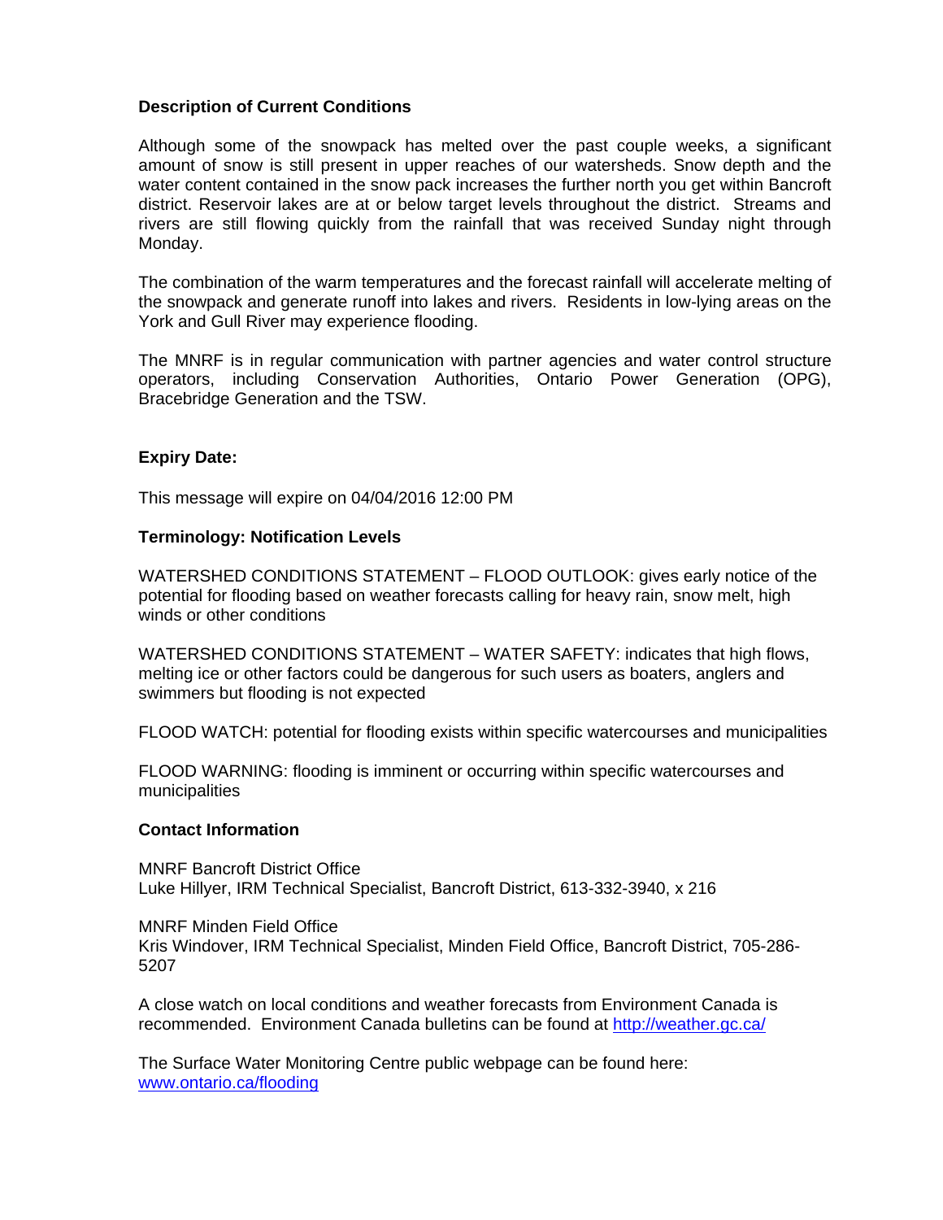**Description of Current Conditions**

Although some of the snowpack has melted over the past couple weeks, a significant amount of snow is still present in upper reaches of our watersheds. Snow depth and the water content contained in the snow pack increases the further north you get within Bancroft district. Reservoir lakes are at or below target levels throughout the district. Streams and rivers are still flowing quickly from the rainfall that was received Sunday night through Monday.

The combination of the warm temperatures and the forecast rainfall will accelerate melting of the snowpack and generate runoff into lakes and rivers. Residents in low-lying areas on the York and Gull River may experience flooding.

The MNRF is in regular communication with partner agencies and water control structure operators, including Conservation Authorities, Ontario Power Generation (OPG), Bracebridge Generation and the TSW.

**Expiry Date:**

This message will expire on 04/04/2016 12:00 PM

**Terminology: Notification Levels**

WATERSHED CONDITIONS STATEMENT – FLOOD OUTLOOK: gives early notice of the potential for flooding based on weather forecasts calling for heavy rain, snow melt, high winds or other conditions

WATERSHED CONDITIONS STATEMENT – WATER SAFETY: indicates that high flows, melting ice or other factors could be dangerous for such users as boaters, anglers and swimmers but flooding is not expected

FLOOD WATCH: potential for flooding exists within specific watercourses and municipalities

FLOOD WARNING: flooding is imminent or occurring within specific watercourses and municipalities

**Contact Information**

MNRF Bancroft District Office
Luke Hillyer, IRM Technical Specialist, Bancroft District, 613-332-3940, x 216

MNRF Minden Field Office
Kris Windover, IRM Technical Specialist, Minden Field Office, Bancroft District, 705-286-5207

A close watch on local conditions and weather forecasts from Environment Canada is recommended. Environment Canada bulletins can be found at http://weather.gc.ca/

The Surface Water Monitoring Centre public webpage can be found here: www.ontario.ca/flooding